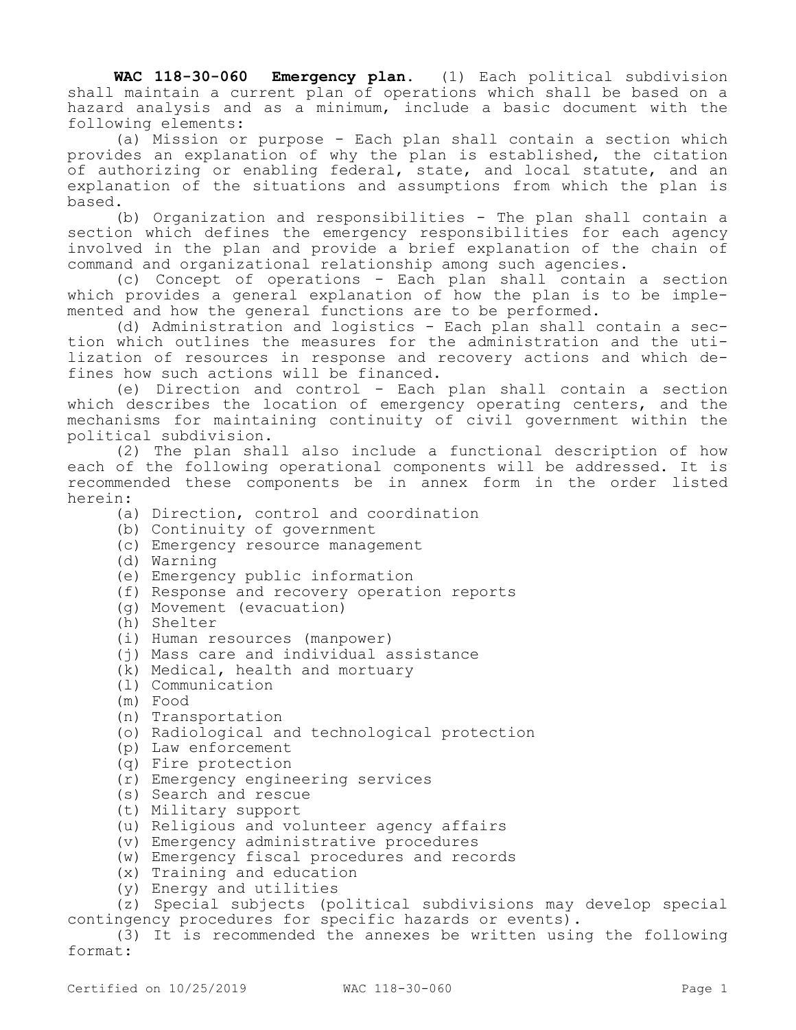**WAC 118-30-060 Emergency plan.** (1) Each political subdivision shall maintain a current plan of operations which shall be based on a hazard analysis and as a minimum, include a basic document with the following elements:

(a) Mission or purpose - Each plan shall contain a section which provides an explanation of why the plan is established, the citation of authorizing or enabling federal, state, and local statute, and an explanation of the situations and assumptions from which the plan is based.

(b) Organization and responsibilities - The plan shall contain a section which defines the emergency responsibilities for each agency involved in the plan and provide a brief explanation of the chain of command and organizational relationship among such agencies.

(c) Concept of operations - Each plan shall contain a section which provides a general explanation of how the plan is to be implemented and how the general functions are to be performed.

(d) Administration and logistics - Each plan shall contain a section which outlines the measures for the administration and the utilization of resources in response and recovery actions and which defines how such actions will be financed.

(e) Direction and control - Each plan shall contain a section which describes the location of emergency operating centers, and the mechanisms for maintaining continuity of civil government within the political subdivision.

(2) The plan shall also include a functional description of how each of the following operational components will be addressed. It is recommended these components be in annex form in the order listed herein:

(a) Direction, control and coordination

(b) Continuity of government

(c) Emergency resource management

(d) Warning

(e) Emergency public information

(f) Response and recovery operation reports

(g) Movement (evacuation)

(h) Shelter

(i) Human resources (manpower)

(j) Mass care and individual assistance

(k) Medical, health and mortuary

(l) Communication

(m) Food

(n) Transportation

(o) Radiological and technological protection

(p) Law enforcement

(q) Fire protection

(r) Emergency engineering services

(s) Search and rescue

(t) Military support

(u) Religious and volunteer agency affairs

(v) Emergency administrative procedures

(w) Emergency fiscal procedures and records

(x) Training and education

(y) Energy and utilities

(z) Special subjects (political subdivisions may develop special contingency procedures for specific hazards or events).

(3) It is recommended the annexes be written using the following format: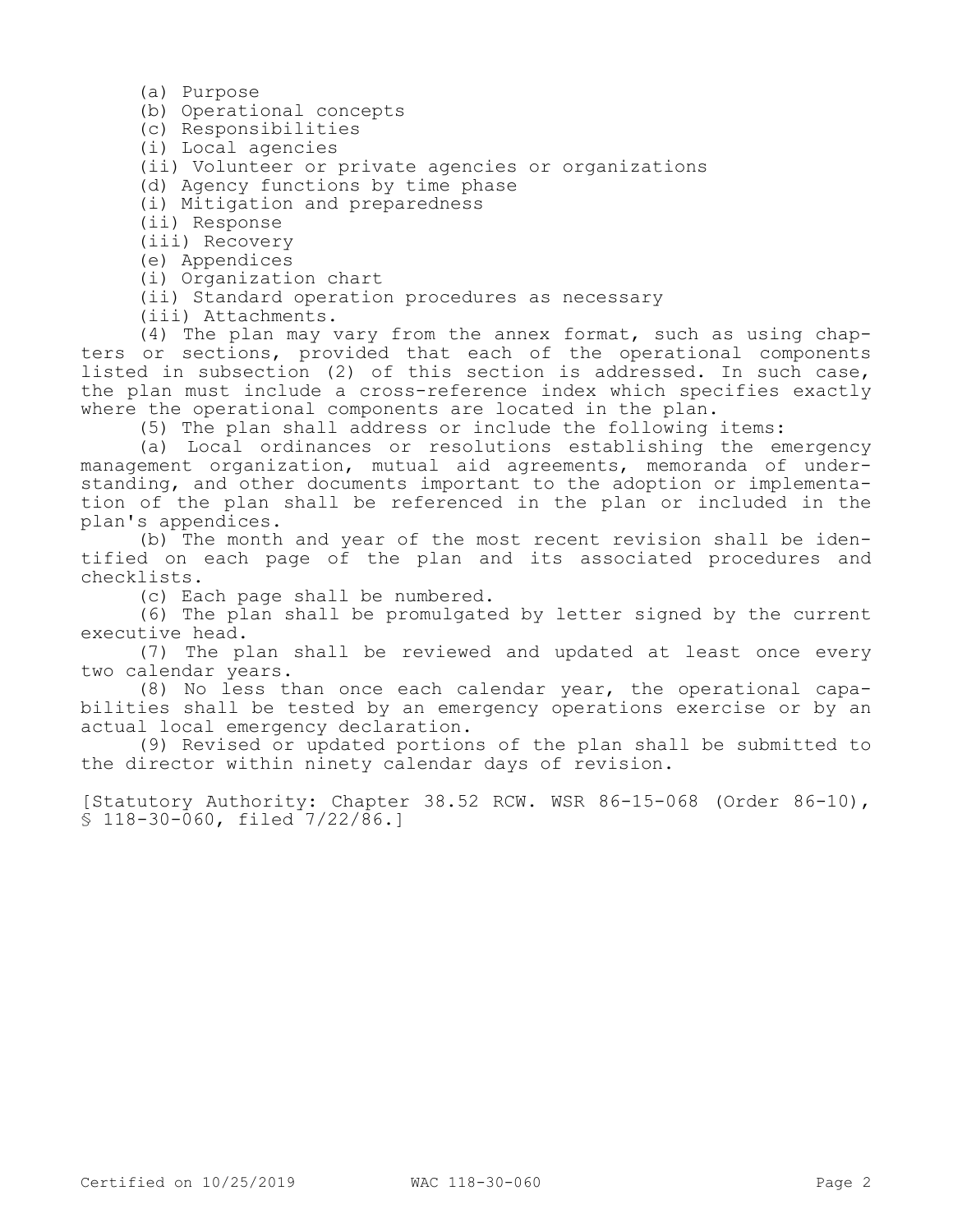(a) Purpose

(b) Operational concepts

(c) Responsibilities

(i) Local agencies

(ii) Volunteer or private agencies or organizations

(d) Agency functions by time phase

(i) Mitigation and preparedness

(ii) Response

(iii) Recovery

(e) Appendices

(i) Organization chart

(ii) Standard operation procedures as necessary

(iii) Attachments.

(4) The plan may vary from the annex format, such as using chapters or sections, provided that each of the operational components listed in subsection (2) of this section is addressed. In such case, the plan must include a cross-reference index which specifies exactly where the operational components are located in the plan.

(5) The plan shall address or include the following items:

(a) Local ordinances or resolutions establishing the emergency management organization, mutual aid agreements, memoranda of understanding, and other documents important to the adoption or implementation of the plan shall be referenced in the plan or included in the plan's appendices.

(b) The month and year of the most recent revision shall be identified on each page of the plan and its associated procedures and checklists.

(c) Each page shall be numbered.

(6) The plan shall be promulgated by letter signed by the current executive head.

(7) The plan shall be reviewed and updated at least once every two calendar years.

(8) No less than once each calendar year, the operational capabilities shall be tested by an emergency operations exercise or by an actual local emergency declaration.

(9) Revised or updated portions of the plan shall be submitted to the director within ninety calendar days of revision.

[Statutory Authority: Chapter 38.52 RCW. WSR 86-15-068 (Order 86-10), § 118-30-060, filed 7/22/86.]